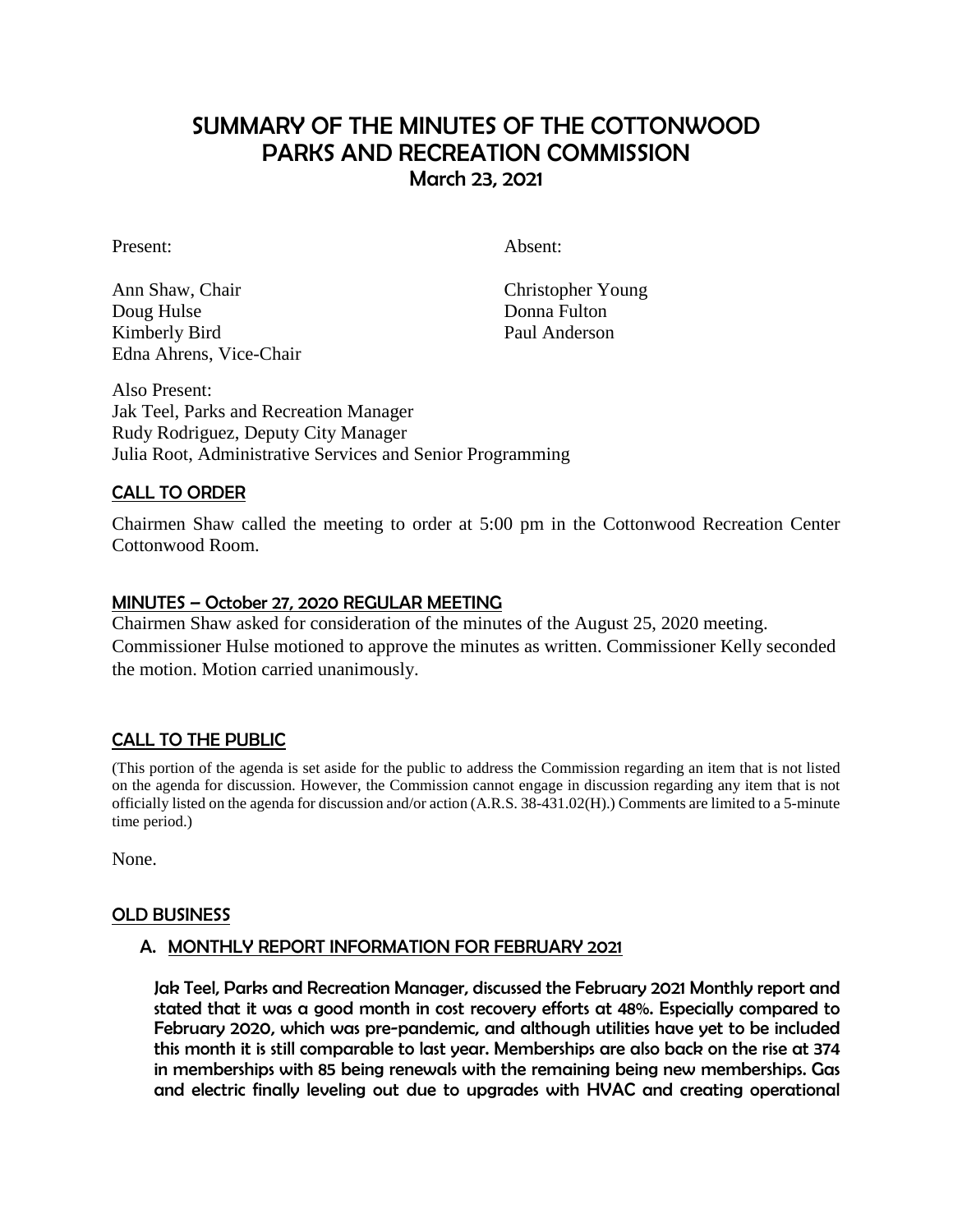# SUMMARY OF THE MINUTES OF THE COTTONWOOD PARKS AND RECREATION COMMISSION

## March 23, 2021

Present:

Ann Shaw, Chair
Doug Hulse
Kimberly Bird
Edna Ahrens, Vice-Chair

Absent:

Christopher Young
Donna Fulton
Paul Anderson

Also Present:
Jak Teel, Parks and Recreation Manager
Rudy Rodriguez, Deputy City Manager
Julia Root, Administrative Services and Senior Programming

## CALL TO ORDER

Chairmen Shaw called the meeting to order at 5:00 pm in the Cottonwood Recreation Center Cottonwood Room.

## MINUTES – October 27, 2020 REGULAR MEETING

Chairmen Shaw asked for consideration of the minutes of the August 25, 2020 meeting. Commissioner Hulse motioned to approve the minutes as written. Commissioner Kelly seconded the motion. Motion carried unanimously.

## CALL TO THE PUBLIC

(This portion of the agenda is set aside for the public to address the Commission regarding an item that is not listed on the agenda for discussion. However, the Commission cannot engage in discussion regarding any item that is not officially listed on the agenda for discussion and/or action (A.R.S. 38-431.02(H).) Comments are limited to a 5-minute time period.)

None.

## OLD BUSINESS

### A. MONTHLY REPORT INFORMATION FOR FEBRUARY 2021

Jak Teel, Parks and Recreation Manager, discussed the February 2021 Monthly report and stated that it was a good month in cost recovery efforts at 48%. Especially compared to February 2020, which was pre-pandemic, and although utilities have yet to be included this month it is still comparable to last year. Memberships are also back on the rise at 374 in memberships with 85 being renewals with the remaining being new memberships. Gas and electric finally leveling out due to upgrades with HVAC and creating operational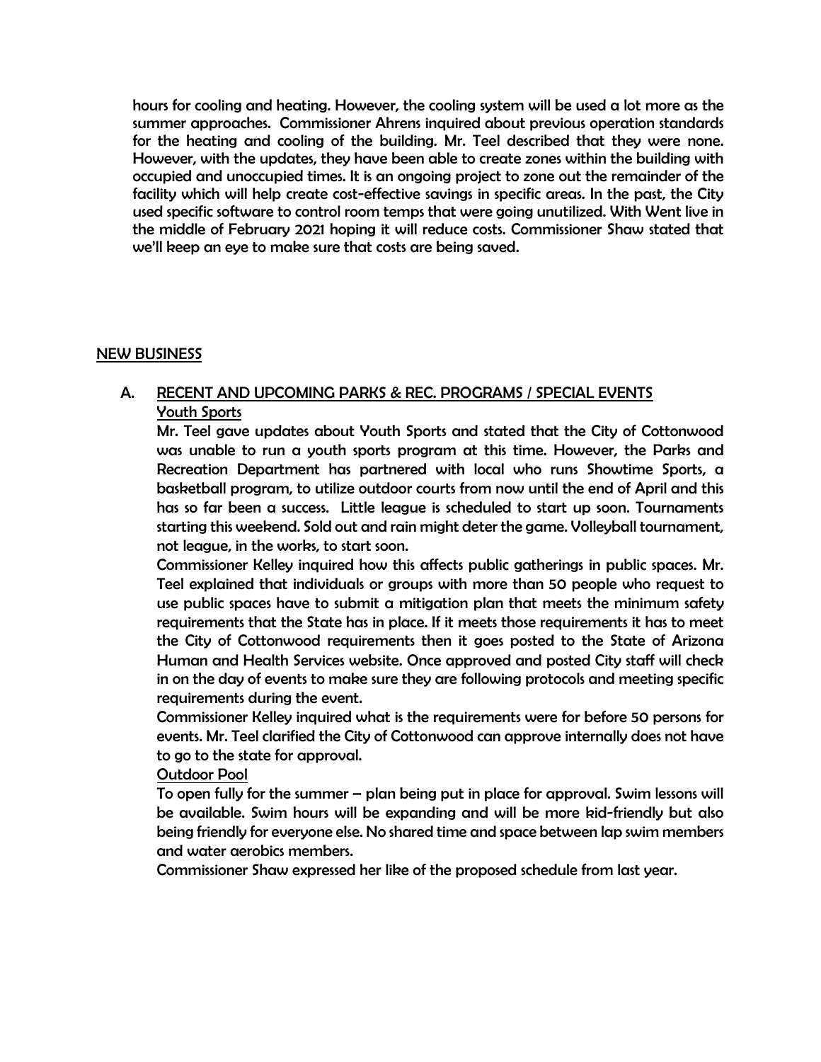hours for cooling and heating. However, the cooling system will be used a lot more as the summer approaches. Commissioner Ahrens inquired about previous operation standards for the heating and cooling of the building. Mr. Teel described that they were none. However, with the updates, they have been able to create zones within the building with occupied and unoccupied times. It is an ongoing project to zone out the remainder of the facility which will help create cost-effective savings in specific areas. In the past, the City used specific software to control room temps that were going unutilized. With Went live in the middle of February 2021 hoping it will reduce costs. Commissioner Shaw stated that we'll keep an eye to make sure that costs are being saved.

## NEW BUSINESS

### A. RECENT AND UPCOMING PARKS & REC. PROGRAMS / SPECIAL EVENTS

Youth Sports

Mr. Teel gave updates about Youth Sports and stated that the City of Cottonwood was unable to run a youth sports program at this time. However, the Parks and Recreation Department has partnered with local who runs Showtime Sports, a basketball program, to utilize outdoor courts from now until the end of April and this has so far been a success. Little league is scheduled to start up soon. Tournaments starting this weekend. Sold out and rain might deter the game. Volleyball tournament, not league, in the works, to start soon.

Commissioner Kelley inquired how this affects public gatherings in public spaces. Mr. Teel explained that individuals or groups with more than 50 people who request to use public spaces have to submit a mitigation plan that meets the minimum safety requirements that the State has in place. If it meets those requirements it has to meet the City of Cottonwood requirements then it goes posted to the State of Arizona Human and Health Services website. Once approved and posted City staff will check in on the day of events to make sure they are following protocols and meeting specific requirements during the event.

Commissioner Kelley inquired what is the requirements were for before 50 persons for events. Mr. Teel clarified the City of Cottonwood can approve internally does not have to go to the state for approval.

Outdoor Pool

To open fully for the summer – plan being put in place for approval. Swim lessons will be available. Swim hours will be expanding and will be more kid-friendly but also being friendly for everyone else. No shared time and space between lap swim members and water aerobics members.

Commissioner Shaw expressed her like of the proposed schedule from last year.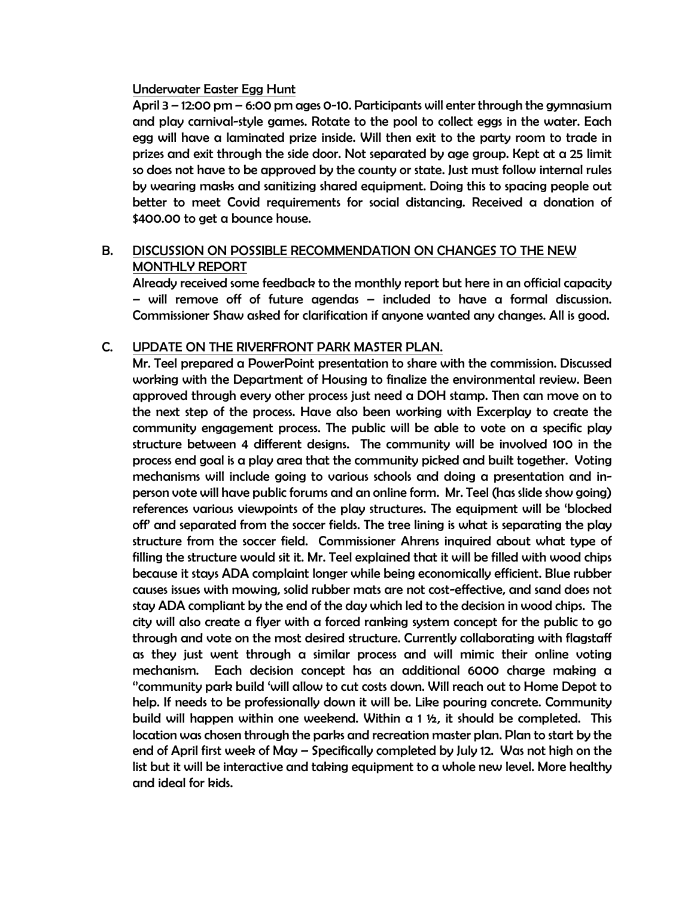Underwater Easter Egg Hunt

April 3 – 12:00 pm – 6:00 pm ages 0-10. Participants will enter through the gymnasium and play carnival-style games. Rotate to the pool to collect eggs in the water. Each egg will have a laminated prize inside. Will then exit to the party room to trade in prizes and exit through the side door. Not separated by age group. Kept at a 25 limit so does not have to be approved by the county or state. Just must follow internal rules by wearing masks and sanitizing shared equipment. Doing this to spacing people out better to meet Covid requirements for social distancing. Received a donation of $400.00 to get a bounce house.

B. DISCUSSION ON POSSIBLE RECOMMENDATION ON CHANGES TO THE NEW MONTHLY REPORT

Already received some feedback to the monthly report but here in an official capacity – will remove off of future agendas – included to have a formal discussion. Commissioner Shaw asked for clarification if anyone wanted any changes. All is good.

C. UPDATE ON THE RIVERFRONT PARK MASTER PLAN.

Mr. Teel prepared a PowerPoint presentation to share with the commission. Discussed working with the Department of Housing to finalize the environmental review. Been approved through every other process just need a DOH stamp. Then can move on to the next step of the process. Have also been working with Excerplay to create the community engagement process. The public will be able to vote on a specific play structure between 4 different designs. The community will be involved 100 in the process end goal is a play area that the community picked and built together. Voting mechanisms will include going to various schools and doing a presentation and in-person vote will have public forums and an online form. Mr. Teel (has slide show going) references various viewpoints of the play structures. The equipment will be 'blocked off' and separated from the soccer fields. The tree lining is what is separating the play structure from the soccer field. Commissioner Ahrens inquired about what type of filling the structure would sit it. Mr. Teel explained that it will be filled with wood chips because it stays ADA complaint longer while being economically efficient. Blue rubber causes issues with mowing, solid rubber mats are not cost-effective, and sand does not stay ADA compliant by the end of the day which led to the decision in wood chips. The city will also create a flyer with a forced ranking system concept for the public to go through and vote on the most desired structure. Currently collaborating with flagstaff as they just went through a similar process and will mimic their online voting mechanism. Each decision concept has an additional 6000 charge making a "community park build 'will allow to cut costs down. Will reach out to Home Depot to help. If needs to be professionally down it will be. Like pouring concrete. Community build will happen within one weekend. Within a 1 ½, it should be completed. This location was chosen through the parks and recreation master plan. Plan to start by the end of April first week of May – Specifically completed by July 12. Was not high on the list but it will be interactive and taking equipment to a whole new level. More healthy and ideal for kids.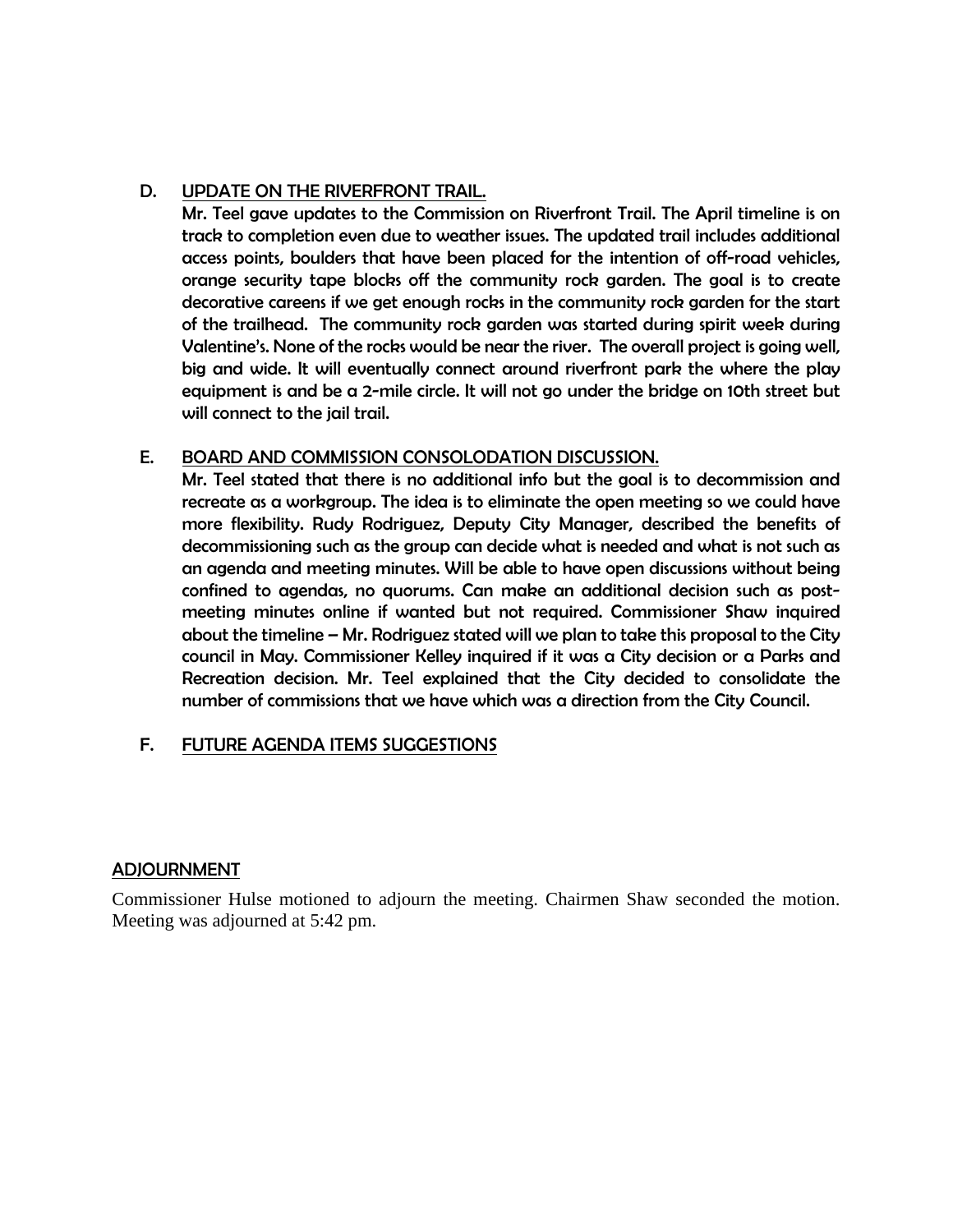D. UPDATE ON THE RIVERFRONT TRAIL.

Mr. Teel gave updates to the Commission on Riverfront Trail. The April timeline is on track to completion even due to weather issues. The updated trail includes additional access points, boulders that have been placed for the intention of off-road vehicles, orange security tape blocks off the community rock garden. The goal is to create decorative careens if we get enough rocks in the community rock garden for the start of the trailhead. The community rock garden was started during spirit week during Valentine's. None of the rocks would be near the river. The overall project is going well, big and wide. It will eventually connect around riverfront park the where the play equipment is and be a 2-mile circle. It will not go under the bridge on 10th street but will connect to the jail trail.

E. BOARD AND COMMISSION CONSOLODATION DISCUSSION.

Mr. Teel stated that there is no additional info but the goal is to decommission and recreate as a workgroup. The idea is to eliminate the open meeting so we could have more flexibility. Rudy Rodriguez, Deputy City Manager, described the benefits of decommissioning such as the group can decide what is needed and what is not such as an agenda and meeting minutes. Will be able to have open discussions without being confined to agendas, no quorums. Can make an additional decision such as post-meeting minutes online if wanted but not required. Commissioner Shaw inquired about the timeline – Mr. Rodriguez stated will we plan to take this proposal to the City council in May. Commissioner Kelley inquired if it was a City decision or a Parks and Recreation decision. Mr. Teel explained that the City decided to consolidate the number of commissions that we have which was a direction from the City Council.

F. FUTURE AGENDA ITEMS SUGGESTIONS

## ADJOURNMENT

Commissioner Hulse motioned to adjourn the meeting. Chairmen Shaw seconded the motion. Meeting was adjourned at 5:42 pm.